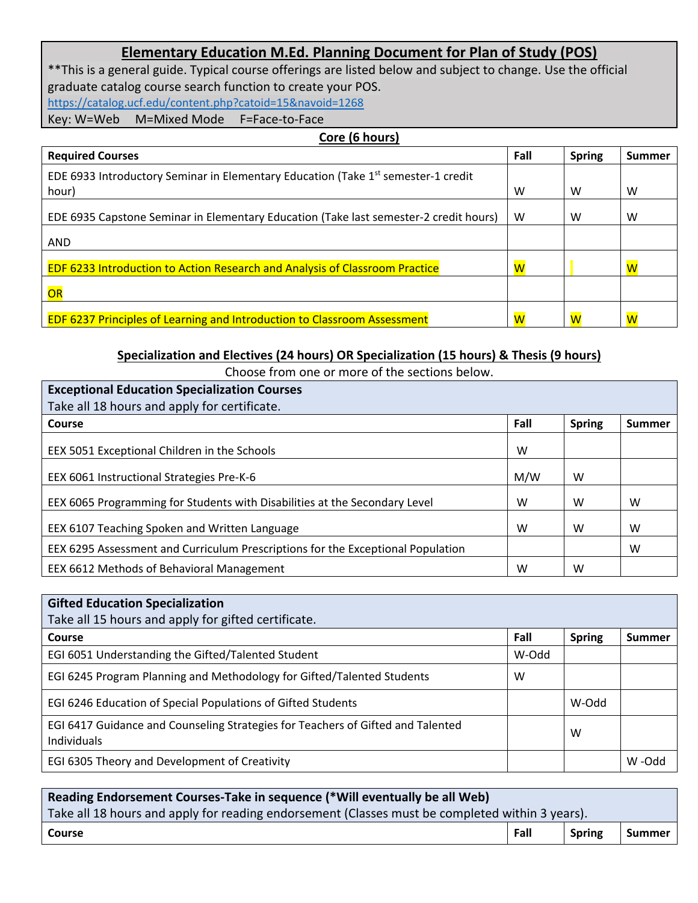## Elementary Education M.Ed. Planning Document for Plan of Study (POS)

**This is a general guide. Typical course offerings are listed below and subject to change. Use the official graduate catalog course search function to create your POS.

https://catalog.ucf.edu/content.php?catoid=15&navoid=1268

Key: W=Web M=Mixed Mode F=Face-to-Face

### Core (6 hours)

| Required Courses | Fall | Spring | Summer |
|---|---|---|---|
| EDE 6933 Introductory Seminar in Elementary Education (Take 1st semester-1 credit hour) | W | W | W |
| EDE 6935 Capstone Seminar in Elementary Education (Take last semester-2 credit hours) | W | W | W |
| AND | | | |
| EDF 6233 Introduction to Action Research and Analysis of Classroom Practice | W | | W |
| OR | | | |
| EDF 6237 Principles of Learning and Introduction to Classroom Assessment | W | W | W |

### Specialization and Electives (24 hours) OR Specialization (15 hours) & Thesis (9 hours)

Choose from one or more of the sections below.

| Exceptional Education Specialization Courses<br>Take all 18 hours and apply for certificate. | | | |
|---|---|---|---|
| **Course** | **Fall** | **Spring** | **Summer** |
| EEX 5051 Exceptional Children in the Schools | W | | |
| EEX 6061 Instructional Strategies Pre-K-6 | M/W | W | |
| EEX 6065 Programming for Students with Disabilities at the Secondary Level | W | W | W |
| EEX 6107 Teaching Spoken and Written Language | W | W | W |
| EEX 6295 Assessment and Curriculum Prescriptions for the Exceptional Population | | | W |
| EEX 6612 Methods of Behavioral Management | W | W | |

| Gifted Education Specialization<br>Take all 15 hours and apply for gifted certificate. | | | |
|---|---|---|---|
| **Course** | **Fall** | **Spring** | **Summer** |
| EGI 6051 Understanding the Gifted/Talented Student | W-Odd | | |
| EGI 6245 Program Planning and Methodology for Gifted/Talented Students | W | | |
| EGI 6246 Education of Special Populations of Gifted Students | | W-Odd | |
| EGI 6417 Guidance and Counseling Strategies for Teachers of Gifted and Talented Individuals | | W | |
| EGI 6305 Theory and Development of Creativity | | | W -Odd |

| Reading Endorsement Courses-Take in sequence (*Will eventually be all Web)<br>Take all 18 hours and apply for reading endorsement (Classes must be completed within 3 years). | | | |
|---|---|---|---|
| **Course** | **Fall** | **Spring** | **Summer** |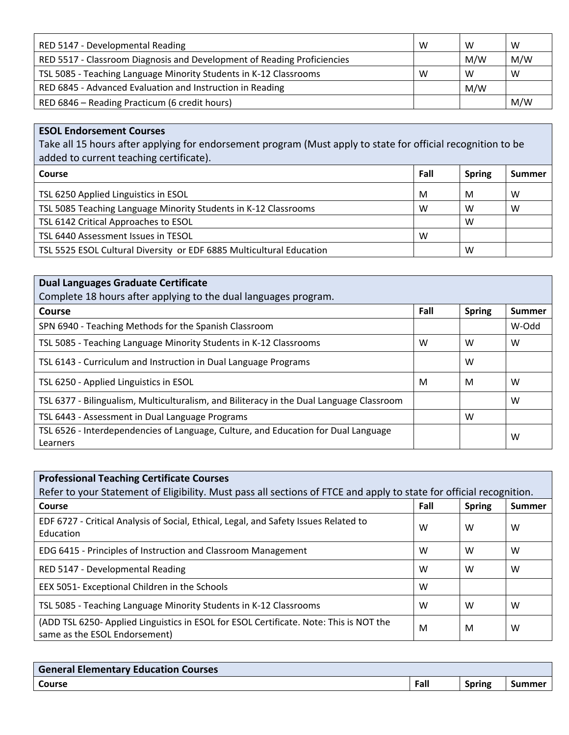| | | | |
|---|---|---|---|
| RED 5147 - Developmental Reading | W | W | W |
| RED 5517 - Classroom Diagnosis and Development of Reading Proficiencies | | M/W | M/W |
| TSL 5085 - Teaching Language Minority Students in K-12 Classrooms | W | W | W |
| RED 6845 - Advanced Evaluation and Instruction in Reading | | M/W | |
| RED 6846 – Reading Practicum (6 credit hours) | | | M/W |

**ESOL Endorsement Courses**

Take all 15 hours after applying for endorsement program (Must apply to state for official recognition to be added to current teaching certificate).

| Course | Fall | Spring | Summer |
|---|---|---|---|
| TSL 6250 Applied Linguistics in ESOL | M | M | W |
| TSL 5085 Teaching Language Minority Students in K-12 Classrooms | W | W | W |
| TSL 6142 Critical Approaches to ESOL | | W | |
| TSL 6440 Assessment Issues in TESOL | W | | |
| TSL 5525 ESOL Cultural Diversity or EDF 6885 Multicultural Education | | W | |

**Dual Languages Graduate Certificate**

Complete 18 hours after applying to the dual languages program.

| Course | Fall | Spring | Summer |
|---|---|---|---|
| SPN 6940 - Teaching Methods for the Spanish Classroom | | | W-Odd |
| TSL 5085 - Teaching Language Minority Students in K-12 Classrooms | W | W | W |
| TSL 6143 - Curriculum and Instruction in Dual Language Programs | | W | |
| TSL 6250 - Applied Linguistics in ESOL | M | M | W |
| TSL 6377 - Bilingualism, Multiculturalism, and Biliteracy in the Dual Language Classroom | | | W |
| TSL 6443 - Assessment in Dual Language Programs | | W | |
| TSL 6526 - Interdependencies of Language, Culture, and Education for Dual Language Learners | | | W |

**Professional Teaching Certificate Courses**

Refer to your Statement of Eligibility. Must pass all sections of FTCE and apply to state for official recognition.

| Course | Fall | Spring | Summer |
|---|---|---|---|
| EDF 6727 - Critical Analysis of Social, Ethical, Legal, and Safety Issues Related to Education | W | W | W |
| EDG 6415 - Principles of Instruction and Classroom Management | W | W | W |
| RED 5147 - Developmental Reading | W | W | W |
| EEX 5051- Exceptional Children in the Schools | W | | |
| TSL 5085 - Teaching Language Minority Students in K-12 Classrooms | W | W | W |
| (ADD TSL 6250- Applied Linguistics in ESOL for ESOL Certificate. Note: This is NOT the same as the ESOL Endorsement) | M | M | W |

**General Elementary Education Courses**

| Course | Fall | Spring | Summer |
|---|---|---|---|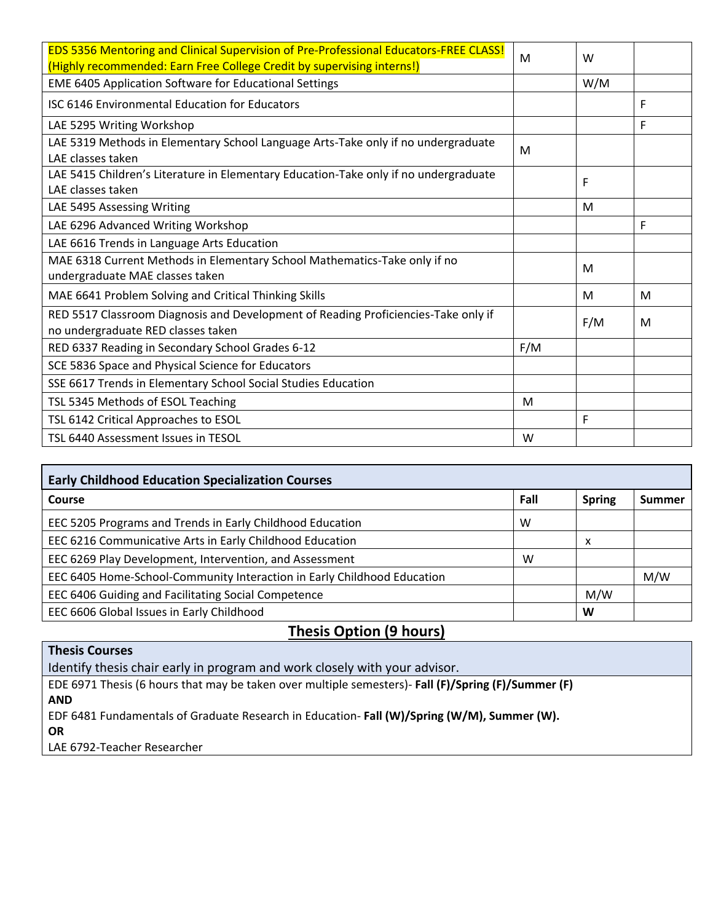| | | | |
|---|---|---|---|
| EDS 5356 Mentoring and Clinical Supervision of Pre-Professional Educators-FREE CLASS! (Highly recommended: Earn Free College Credit by supervising interns!) | M | W | |
| EME 6405 Application Software for Educational Settings | | W/M | |
| ISC 6146 Environmental Education for Educators | | | F |
| LAE 5295 Writing Workshop | | | F |
| LAE 5319 Methods in Elementary School Language Arts-Take only if no undergraduate LAE classes taken | M | | |
| LAE 5415 Children's Literature in Elementary Education-Take only if no undergraduate LAE classes taken | | F | |
| LAE 5495 Assessing Writing | | M | |
| LAE 6296 Advanced Writing Workshop | | | F |
| LAE 6616 Trends in Language Arts Education | | | |
| MAE 6318 Current Methods in Elementary School Mathematics-Take only if no undergraduate MAE classes taken | | M | |
| MAE 6641 Problem Solving and Critical Thinking Skills | | M | M |
| RED 5517 Classroom Diagnosis and Development of Reading Proficiencies-Take only if no undergraduate RED classes taken | | F/M | M |
| RED 6337 Reading in Secondary School Grades 6-12 | F/M | | |
| SCE 5836 Space and Physical Science for Educators | | | |
| SSE 6617 Trends in Elementary School Social Studies Education | | | |
| TSL 5345 Methods of ESOL Teaching | M | | |
| TSL 6142 Critical Approaches to ESOL | | F | |
| TSL 6440 Assessment Issues in TESOL | W | | |

**Early Childhood Education Specialization Courses**

| Course | Fall | Spring | Summer |
|---|---|---|---|
| EEC 5205 Programs and Trends in Early Childhood Education | W | | |
| EEC 6216 Communicative Arts in Early Childhood Education | | x | |
| EEC 6269 Play Development, Intervention, and Assessment | W | | |
| EEC 6405 Home-School-Community Interaction in Early Childhood Education | | | M/W |
| EEC 6406 Guiding and Facilitating Social Competence | | M/W | |
| EEC 6606 Global Issues in Early Childhood | | **W** | |

## Thesis Option (9 hours)

**Thesis Courses**

Identify thesis chair early in program and work closely with your advisor.

EDE 6971 Thesis (6 hours that may be taken over multiple semesters)- **Fall (F)/Spring (F)/Summer (F)**

**AND**

EDF 6481 Fundamentals of Graduate Research in Education- **Fall (W)/Spring (W/M), Summer (W).**

**OR**

LAE 6792-Teacher Researcher